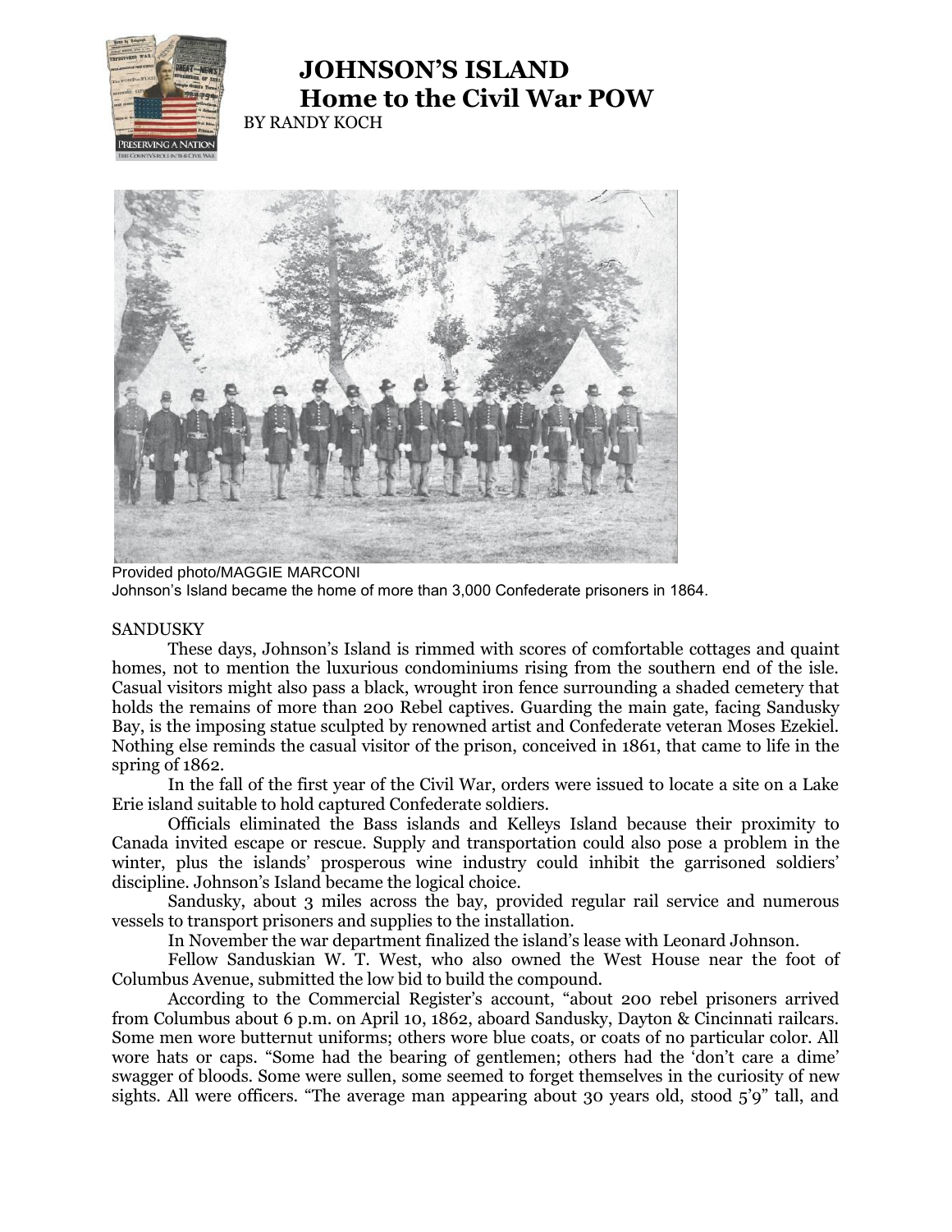# JOHNSON'S ISLAND
## Home to the Civil War POW

BY RANDY KOCH

Provided photo/MAGGIE MARCONI
Johnson's Island became the home of more than 3,000 Confederate prisoners in 1864.

SANDUSKY

These days, Johnson's Island is rimmed with scores of comfortable cottages and quaint homes, not to mention the luxurious condominiums rising from the southern end of the isle. Casual visitors might also pass a black, wrought iron fence surrounding a shaded cemetery that holds the remains of more than 200 Rebel captives. Guarding the main gate, facing Sandusky Bay, is the imposing statue sculpted by renowned artist and Confederate veteran Moses Ezekiel. Nothing else reminds the casual visitor of the prison, conceived in 1861, that came to life in the spring of 1862.

In the fall of the first year of the Civil War, orders were issued to locate a site on a Lake Erie island suitable to hold captured Confederate soldiers.

Officials eliminated the Bass islands and Kelleys Island because their proximity to Canada invited escape or rescue. Supply and transportation could also pose a problem in the winter, plus the islands' prosperous wine industry could inhibit the garrisoned soldiers' discipline. Johnson's Island became the logical choice.

Sandusky, about 3 miles across the bay, provided regular rail service and numerous vessels to transport prisoners and supplies to the installation.

In November the war department finalized the island's lease with Leonard Johnson.

Fellow Sanduskian W. T. West, who also owned the West House near the foot of Columbus Avenue, submitted the low bid to build the compound.

According to the Commercial Register's account, "about 200 rebel prisoners arrived from Columbus about 6 p.m. on April 10, 1862, aboard Sandusky, Dayton & Cincinnati railcars. Some men wore butternut uniforms; others wore blue coats, or coats of no particular color. All wore hats or caps. "Some had the bearing of gentlemen; others had the 'don't care a dime' swagger of bloods. Some were sullen, some seemed to forget themselves in the curiosity of new sights. All were officers. "The average man appearing about 30 years old, stood 5'9" tall, and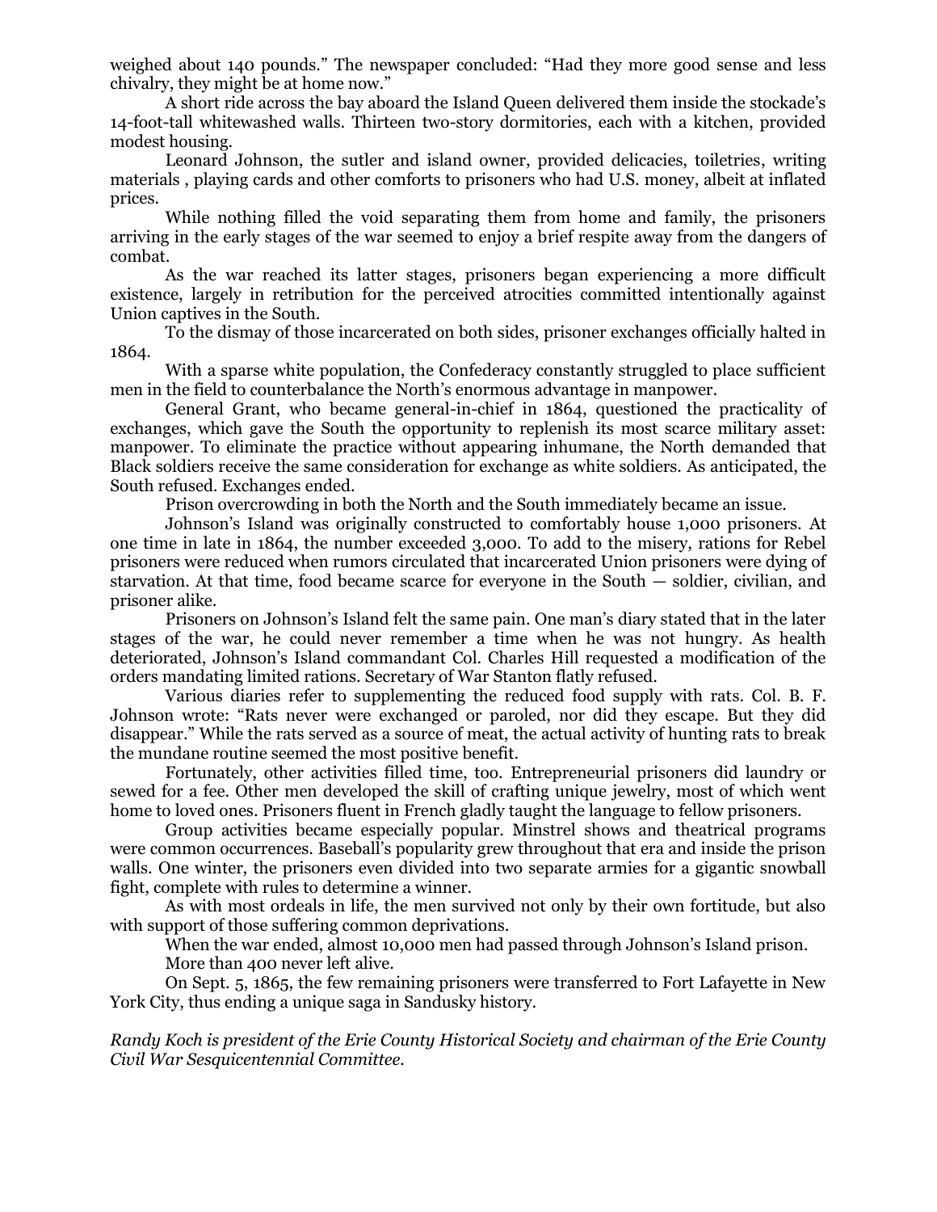weighed about 140 pounds." The newspaper concluded: "Had they more good sense and less chivalry, they might be at home now."

A short ride across the bay aboard the Island Queen delivered them inside the stockade's 14-foot-tall whitewashed walls. Thirteen two-story dormitories, each with a kitchen, provided modest housing.

Leonard Johnson, the sutler and island owner, provided delicacies, toiletries, writing materials , playing cards and other comforts to prisoners who had U.S. money, albeit at inflated prices.

While nothing filled the void separating them from home and family, the prisoners arriving in the early stages of the war seemed to enjoy a brief respite away from the dangers of combat.

As the war reached its latter stages, prisoners began experiencing a more difficult existence, largely in retribution for the perceived atrocities committed intentionally against Union captives in the South.

To the dismay of those incarcerated on both sides, prisoner exchanges officially halted in 1864.

With a sparse white population, the Confederacy constantly struggled to place sufficient men in the field to counterbalance the North's enormous advantage in manpower.

General Grant, who became general-in-chief in 1864, questioned the practicality of exchanges, which gave the South the opportunity to replenish its most scarce military asset: manpower. To eliminate the practice without appearing inhumane, the North demanded that Black soldiers receive the same consideration for exchange as white soldiers. As anticipated, the South refused. Exchanges ended.

Prison overcrowding in both the North and the South immediately became an issue.

Johnson's Island was originally constructed to comfortably house 1,000 prisoners. At one time in late in 1864, the number exceeded 3,000. To add to the misery, rations for Rebel prisoners were reduced when rumors circulated that incarcerated Union prisoners were dying of starvation. At that time, food became scarce for everyone in the South — soldier, civilian, and prisoner alike.

Prisoners on Johnson's Island felt the same pain. One man's diary stated that in the later stages of the war, he could never remember a time when he was not hungry. As health deteriorated, Johnson's Island commandant Col. Charles Hill requested a modification of the orders mandating limited rations. Secretary of War Stanton flatly refused.

Various diaries refer to supplementing the reduced food supply with rats. Col. B. F. Johnson wrote: "Rats never were exchanged or paroled, nor did they escape. But they did disappear." While the rats served as a source of meat, the actual activity of hunting rats to break the mundane routine seemed the most positive benefit.

Fortunately, other activities filled time, too. Entrepreneurial prisoners did laundry or sewed for a fee. Other men developed the skill of crafting unique jewelry, most of which went home to loved ones. Prisoners fluent in French gladly taught the language to fellow prisoners.

Group activities became especially popular. Minstrel shows and theatrical programs were common occurrences. Baseball's popularity grew throughout that era and inside the prison walls. One winter, the prisoners even divided into two separate armies for a gigantic snowball fight, complete with rules to determine a winner.

As with most ordeals in life, the men survived not only by their own fortitude, but also with support of those suffering common deprivations.

When the war ended, almost 10,000 men had passed through Johnson's Island prison.

More than 400 never left alive.

On Sept. 5, 1865, the few remaining prisoners were transferred to Fort Lafayette in New York City, thus ending a unique saga in Sandusky history.

*Randy Koch is president of the Erie County Historical Society and chairman of the Erie County Civil War Sesquicentennial Committee.*